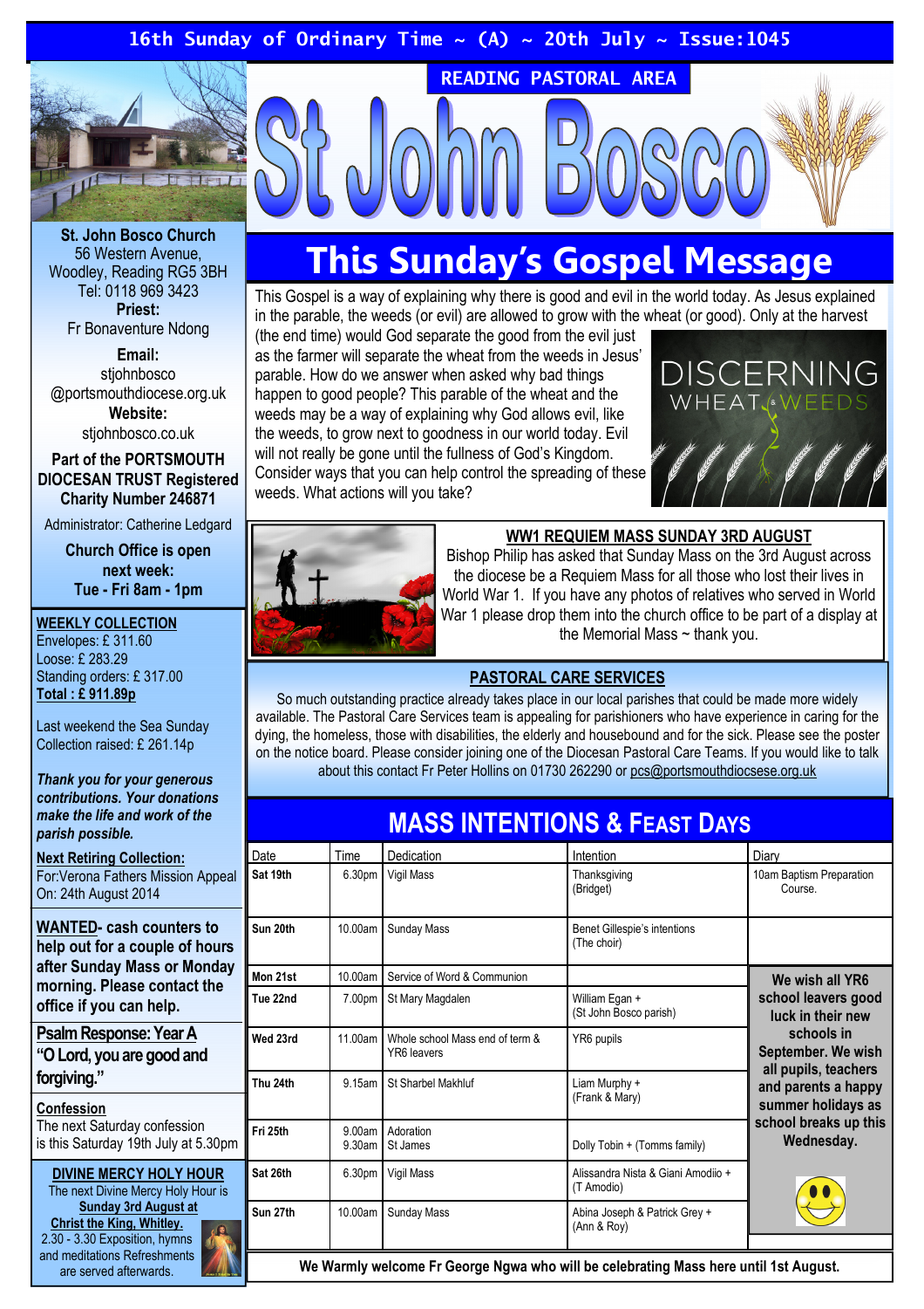16th Sunday of Ordinary Time ~ (A) ~ 20th July ~ Issue:1045

READING PASTORAL AREA

# St John Bosco

**St. John Bosco Church**
56 Western Avenue,
Woodley, Reading RG5 3BH
Tel: 0118 969 3423
**Priest:**
Fr Bonaventure Ndong

**Email:**
stjohnbosco
@portsmouthdiocese.org.uk
**Website:**
stjohnbosco.co.uk

**Part of the PORTSMOUTH DIOCESAN TRUST Registered Charity Number 246871**

Administrator: Catherine Ledgard

**Church Office is open next week: Tue - Fri 8am - 1pm**

**WEEKLY COLLECTION**
Envelopes: £ 311.60
Loose: £ 283.29
Standing orders: £ 317.00
**Total : £ 911.89p**

Last weekend the Sea Sunday Collection raised: £ 261.14p

***Thank you for your generous contributions. Your donations make the life and work of the parish possible.***

**Next Retiring Collection:**
For:Verona Fathers Mission Appeal
On: 24th August 2014

**WANTED- cash counters to help out for a couple of hours after Sunday Mass or Monday morning. Please contact the office if you can help.**

**Psalm Response: Year A**
**"O Lord, you are good and forgiving."**

**Confession**
The next Saturday confession is this Saturday 19th July at 5.30pm

**DIVINE MERCY HOLY HOUR**
The next Divine Mercy Holy Hour is **Sunday 3rd August at Christ the King, Whitley.** 2.30 - 3.30 Exposition, hymns and meditations Refreshments are served afterwards.

## This Sunday's Gospel Message

This Gospel is a way of explaining why there is good and evil in the world today. As Jesus explained in the parable, the weeds (or evil) are allowed to grow with the wheat (or good). Only at the harvest (the end time) would God separate the good from the evil just as the farmer will separate the wheat from the weeds in Jesus' parable. How do we answer when asked why bad things happen to good people? This parable of the wheat and the weeds may be a way of explaining why God allows evil, like the weeds, to grow next to goodness in our world today. Evil will not really be gone until the fullness of God's Kingdom. Consider ways that you can help control the spreading of these weeds. What actions will you take?

DISCERNING WHEAT & WEEDS

### WW1 REQUIEM MASS SUNDAY 3RD AUGUST

Bishop Philip has asked that Sunday Mass on the 3rd August across the diocese be a Requiem Mass for all those who lost their lives in World War 1. If you have any photos of relatives who served in World War 1 please drop them into the church office to be part of a display at the Memorial Mass ~ thank you.

### PASTORAL CARE SERVICES

So much outstanding practice already takes place in our local parishes that could be made more widely available. The Pastoral Care Services team is appealing for parishioners who have experience in caring for the dying, the homeless, those with disabilities, the elderly and housebound and for the sick. Please see the poster on the notice board. Please consider joining one of the Diocesan Pastoral Care Teams. If you would like to talk about this contact Fr Peter Hollins on 01730 262290 or pcs@portsmouthdiocsese.org.uk

## MASS INTENTIONS & FEAST DAYS

| Date | Time | Dedication | Intention | Diary |
|---|---|---|---|---|
| **Sat 19th** | 6.30pm | Vigil Mass | Thanksgiving (Bridget) | 10am Baptism Preparation Course. |
| **Sun 20th** | 10.00am | Sunday Mass | Benet Gillespie's intentions (The choir) | |
| **Mon 21st** | 10.00am | Service of Word & Communion | | **We wish all YR6 school leavers good luck in their new schools in September. We wish all pupils, teachers and parents a happy summer holidays as school breaks up this Wednesday.** |
| **Tue 22nd** | 7.00pm | St Mary Magdalen | William Egan + (St John Bosco parish) | |
| **Wed 23rd** | 11.00am | Whole school Mass end of term & YR6 leavers | YR6 pupils | |
| **Thu 24th** | 9.15am | St Sharbel Makhluf | Liam Murphy + (Frank & Mary) | |
| **Fri 25th** | 9.00am<br>9.30am | Adoration<br>St James | Dolly Tobin + (Tomms family) | |
| **Sat 26th** | 6.30pm | Vigil Mass | Alissandra Nista & Giani Amodiio + (T Amodio) | |
| **Sun 27th** | 10.00am | Sunday Mass | Abina Joseph & Patrick Grey + (Ann & Roy) | |

**We Warmly welcome Fr George Ngwa who will be celebrating Mass here until 1st August.**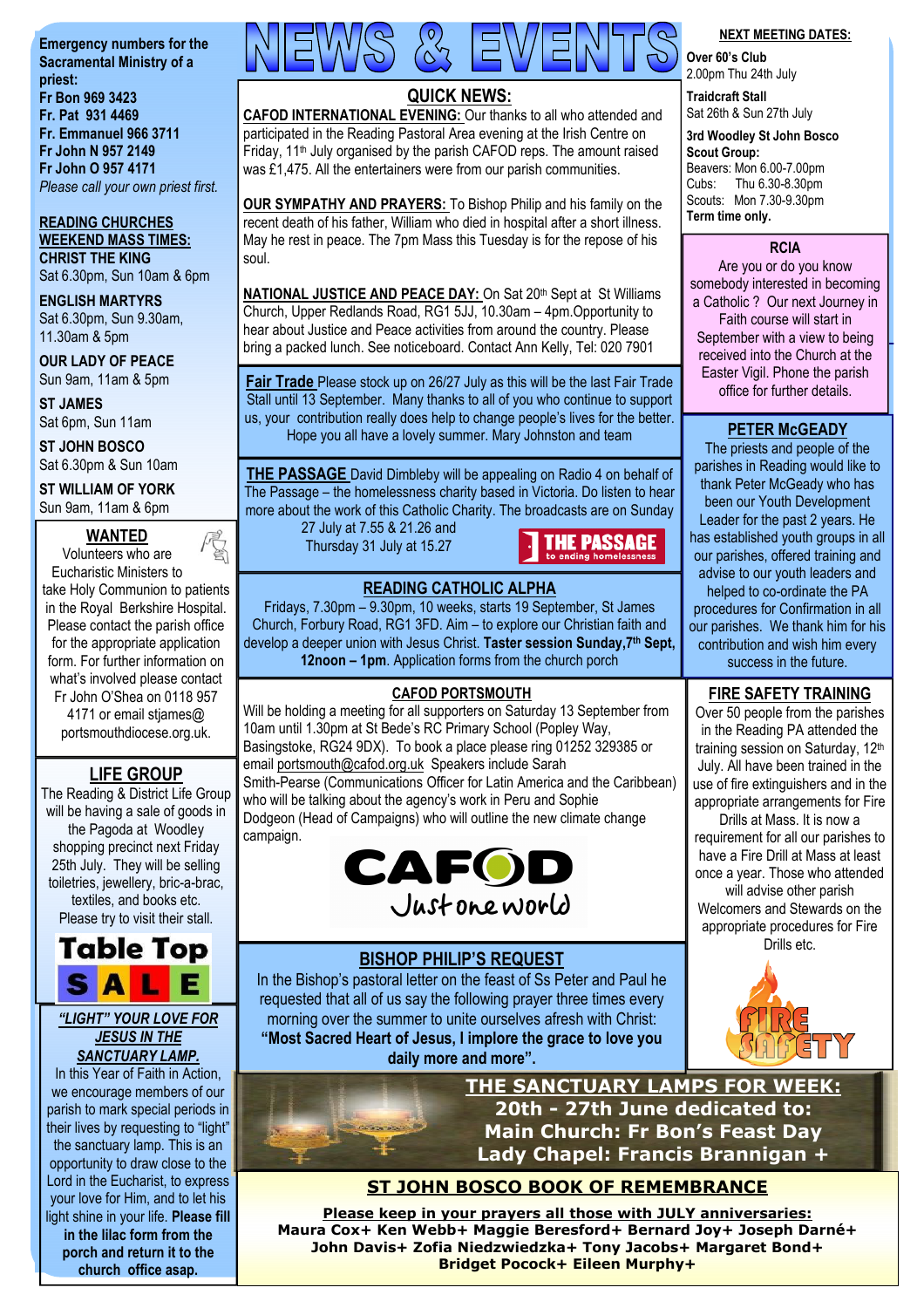**Emergency numbers for the Sacramental Ministry of a priest:**
**Fr Bon 969 3423**
**Fr. Pat 931 4469**
**Fr. Emmanuel 966 3711**
**Fr John N 957 2149**
**Fr John O 957 4171**
*Please call your own priest first.*

**READING CHURCHES WEEKEND MASS TIMES:**

**CHRIST THE KING**
Sat 6.30pm, Sun 10am & 6pm

**ENGLISH MARTYRS**
Sat 6.30pm, Sun 9.30am, 11.30am & 5pm

**OUR LADY OF PEACE**
Sun 9am, 11am & 5pm

**ST JAMES**
Sat 6pm, Sun 11am

**ST JOHN BOSCO**
Sat 6.30pm & Sun 10am

**ST WILLIAM OF YORK**
Sun 9am, 11am & 6pm

## WANTED

Volunteers who are Eucharistic Ministers to take Holy Communion to patients in the Royal Berkshire Hospital. Please contact the parish office for the appropriate application form. For further information on what's involved please contact Fr John O'Shea on 0118 957 4171 or email stjames@portsmouthdiocese.org.uk.

## LIFE GROUP

The Reading & District Life Group will be having a sale of goods in the Pagoda at Woodley shopping precinct next Friday 25th July. They will be selling toiletries, jewellery, bric-a-brac, textiles, and books etc. Please try to visit their stall.

Table Top SALE

## *"LIGHT" YOUR LOVE FOR JESUS IN THE SANCTUARY LAMP.*

In this Year of Faith in Action, we encourage members of our parish to mark special periods in their lives by requesting to "light" the sanctuary lamp. This is an opportunity to draw close to the Lord in the Eucharist, to express your love for Him, and to let his light shine in your life. **Please fill in the lilac form from the porch and return it to the church office asap.**

# NEWS & EVENTS

## QUICK NEWS:

**CAFOD INTERNATIONAL EVENING:** Our thanks to all who attended and participated in the Reading Pastoral Area evening at the Irish Centre on Friday, 11th July organised by the parish CAFOD reps. The amount raised was £1,475. All the entertainers were from our parish communities.

**OUR SYMPATHY AND PRAYERS:** To Bishop Philip and his family on the recent death of his father, William who died in hospital after a short illness. May he rest in peace. The 7pm Mass this Tuesday is for the repose of his soul.

**NATIONAL JUSTICE AND PEACE DAY:** On Sat 20th Sept at St Williams Church, Upper Redlands Road, RG1 5JJ, 10.30am – 4pm.Opportunity to hear about Justice and Peace activities from around the country. Please bring a packed lunch. See noticeboard. Contact Ann Kelly, Tel: 020 7901

**Fair Trade** Please stock up on 26/27 July as this will be the last Fair Trade Stall until 13 September. Many thanks to all of you who continue to support us, your contribution really does help to change people's lives for the better. Hope you all have a lovely summer. Mary Johnston and team

**THE PASSAGE** David Dimbleby will be appealing on Radio 4 on behalf of The Passage – the homelessness charity based in Victoria. Do listen to hear more about the work of this Catholic Charity. The broadcasts are on Sunday 27 July at 7.55 & 21.26 and Thursday 31 July at 15.27

THE PASSAGE to ending homelessness

## READING CATHOLIC ALPHA

Fridays, 7.30pm – 9.30pm, 10 weeks, starts 19 September, St James Church, Forbury Road, RG1 3FD. Aim – to explore our Christian faith and develop a deeper union with Jesus Christ. **Taster session Sunday,7th Sept, 12noon – 1pm**. Application forms from the church porch

## CAFOD PORTSMOUTH

Will be holding a meeting for all supporters on Saturday 13 September from 10am until 1.30pm at St Bede's RC Primary School (Popley Way, Basingstoke, RG24 9DX). To book a place please ring 01252 329385 or email portsmouth@cafod.org.uk Speakers include Sarah Smith-Pearse (Communications Officer for Latin America and the Caribbean) who will be talking about the agency's work in Peru and Sophie Dodgeon (Head of Campaigns) who will outline the new climate change campaign.

CAFOD Just one world

## BISHOP PHILIP'S REQUEST

In the Bishop's pastoral letter on the feast of Ss Peter and Paul he requested that all of us say the following prayer three times every morning over the summer to unite ourselves afresh with Christ: **"Most Sacred Heart of Jesus, I implore the grace to love you daily more and more".**

**NEXT MEETING DATES:**

**Over 60's Club**
2.00pm Thu 24th July

**Traidcraft Stall**
Sat 26th & Sun 27th July

**3rd Woodley St John Bosco Scout Group:**
Beavers: Mon 6.00-7.00pm
Cubs: Thu 6.30-8.30pm
Scouts: Mon 7.30-9.30pm
**Term time only.**

## RCIA

Are you or do you know somebody interested in becoming a Catholic ? Our next Journey in Faith course will start in September with a view to being received into the Church at the Easter Vigil. Phone the parish office for further details.

## PETER McGEADY

The priests and people of the parishes in Reading would like to thank Peter McGeady who has been our Youth Development Leader for the past 2 years. He has established youth groups in all our parishes, offered training and advise to our youth leaders and helped to co-ordinate the PA procedures for Confirmation in all our parishes. We thank him for his contribution and wish him every success in the future.

## FIRE SAFETY TRAINING

Over 50 people from the parishes in the Reading PA attended the training session on Saturday, 12th July. All have been trained in the use of fire extinguishers and in the appropriate arrangements for Fire Drills at Mass. It is now a requirement for all our parishes to have a Fire Drill at Mass at least once a year. Those who attended will advise other parish Welcomers and Stewards on the appropriate procedures for Fire Drills etc.

FIRE SAFETY

## THE SANCTUARY LAMPS FOR WEEK:

**20th - 27th June dedicated to:**
**Main Church: Fr Bon's Feast Day**
**Lady Chapel: Francis Brannigan +**

## ST JOHN BOSCO BOOK OF REMEMBRANCE

**Please keep in your prayers all those with JULY anniversaries:**

**Maura Cox+ Ken Webb+ Maggie Beresford+ Bernard Joy+ Joseph Darné+ John Davis+ Zofia Niedzwiedzka+ Tony Jacobs+ Margaret Bond+ Bridget Pocock+ Eileen Murphy+**